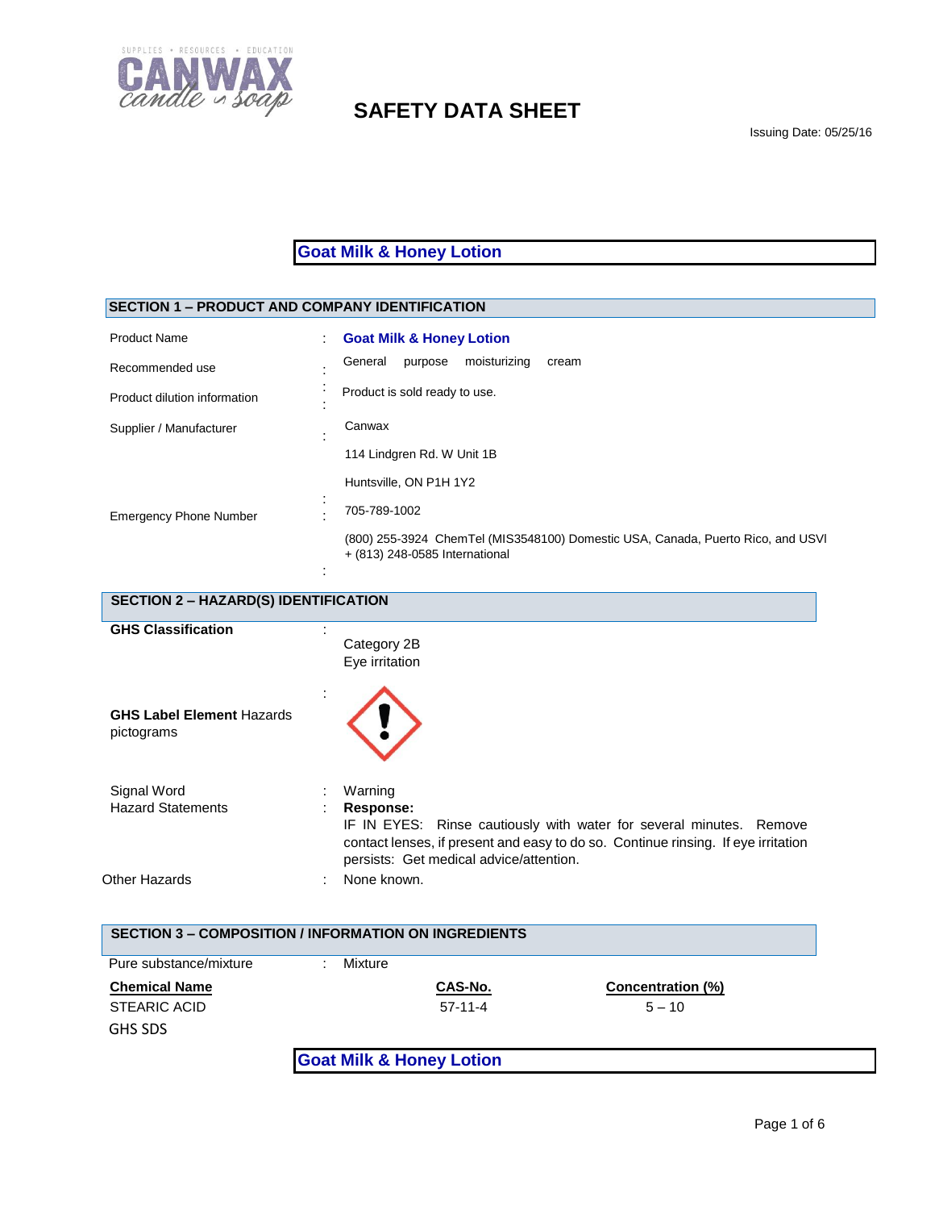# SAFETY DATA SHEET

Issuing Date: 05/25/16

## Goat Milk & Honey Lotion

## SECTION 1 – PRODUCT AND COMPANY IDENTIFICATION

| | | |
|---|---|---|
| Product Name | : | **Goat Milk & Honey Lotion** |
| Recommended use | : | General purpose moisturizing cream |
| Product dilution information | : | Product is sold ready to use. |
| Supplier / Manufacturer | : | Canwax<br>114 Lindgren Rd. W Unit 1B<br>Huntsville, ON P1H 1Y2 |
| Emergency Phone Number | : | 705-789-1002<br>(800) 255-3924 ChemTel (MIS3548100) Domestic USA, Canada, Puerto Rico, and USVI<br>+ (813) 248-0585 International |

## SECTION 2 – HAZARD(S) IDENTIFICATION

| | | |
|---|---|---|
| **GHS Classification** | : | Category 2B<br>Eye irritation |
| **GHS Label Element** Hazards pictograms | : | (exclamation mark pictogram) |
| Signal Word | : | Warning |
| Hazard Statements | : | **Response:**<br>IF IN EYES: Rinse cautiously with water for several minutes. Remove contact lenses, if present and easy to do so. Continue rinsing. If eye irritation persists: Get medical advice/attention. |
| Other Hazards | : | None known. |

## SECTION 3 – COMPOSITION / INFORMATION ON INGREDIENTS

Pure substance/mixture : Mixture

| **Chemical Name** | **CAS-No.** | **Concentration (%)** |
|---|---|---|
| STEARIC ACID | 57-11-4 | 5 – 10 |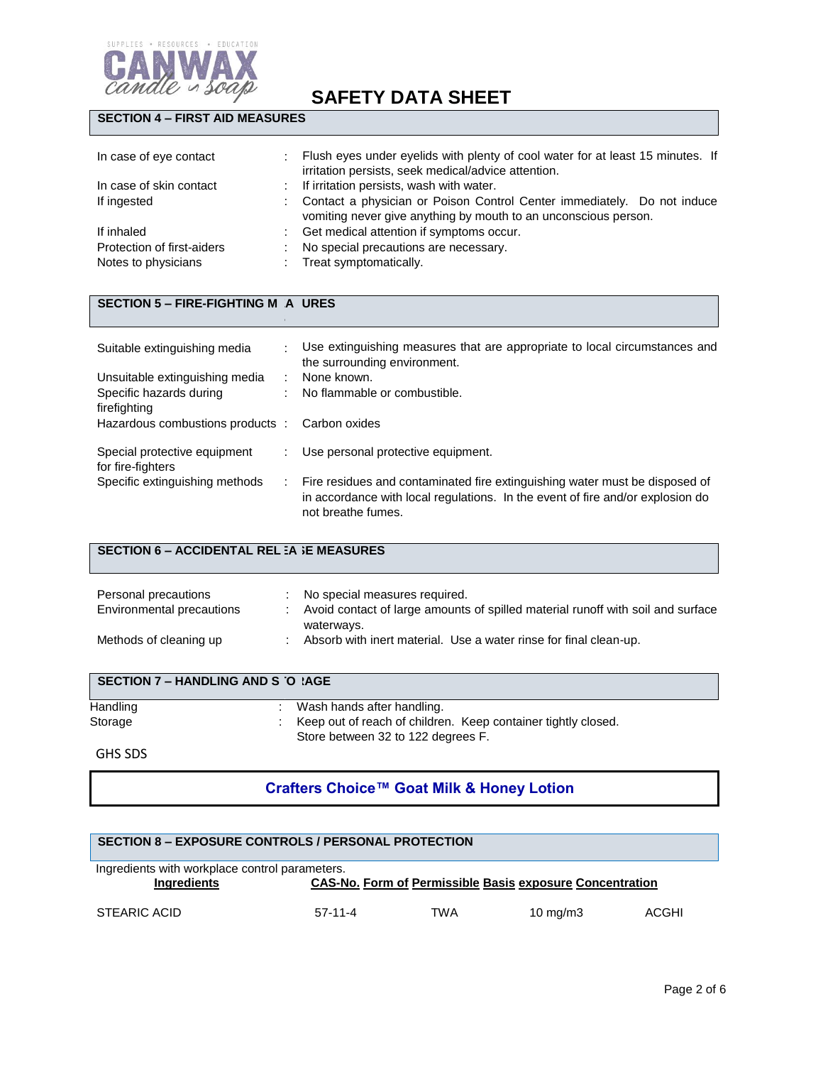# SAFETY DATA SHEET

## SECTION 4 – FIRST AID MEASURES

| | | |
|---|---|---|
| In case of eye contact | : | Flush eyes under eyelids with plenty of cool water for at least 15 minutes. If irritation persists, seek medical/advice attention. |
| In case of skin contact | : | If irritation persists, wash with water. |
| If ingested | : | Contact a physician or Poison Control Center immediately. Do not induce vomiting never give anything by mouth to an unconscious person. |
| If inhaled | : | Get medical attention if symptoms occur. |
| Protection of first-aiders | : | No special precautions are necessary. |
| Notes to physicians | : | Treat symptomatically. |

## SECTION 5 – FIRE-FIGHTING MEASURES

| | | |
|---|---|---|
| Suitable extinguishing media | : | Use extinguishing measures that are appropriate to local circumstances and the surrounding environment. |
| Unsuitable extinguishing media | : | None known. |
| Specific hazards during firefighting | : | No flammable or combustible. |
| Hazardous combustions products | : | Carbon oxides |
| Special protective equipment for fire-fighters | : | Use personal protective equipment. |
| Specific extinguishing methods | : | Fire residues and contaminated fire extinguishing water must be disposed of in accordance with local regulations. In the event of fire and/or explosion do not breathe fumes. |

## SECTION 6 – ACCIDENTAL RELEASE MEASURES

| | | |
|---|---|---|
| Personal precautions | : | No special measures required. |
| Environmental precautions | : | Avoid contact of large amounts of spilled material runoff with soil and surface waterways. |
| Methods of cleaning up | : | Absorb with inert material. Use a water rinse for final clean-up. |

## SECTION 7 – HANDLING AND STORAGE

| | | |
|---|---|---|
| Handling | : | Wash hands after handling. |
| Storage | : | Keep out of reach of children. Keep container tightly closed. Store between 32 to 122 degrees F. |

GHS SDS

**Crafters Choice™ Goat Milk & Honey Lotion**

## SECTION 8 – EXPOSURE CONTROLS / PERSONAL PROTECTION

Ingredients with workplace control parameters.

| Ingredients | CAS-No. | Form of Permissible exposure | Basis | Concentration |
|---|---|---|---|---|
| STEARIC ACID | 57-11-4 | TWA | 10 mg/m3 | ACGHI |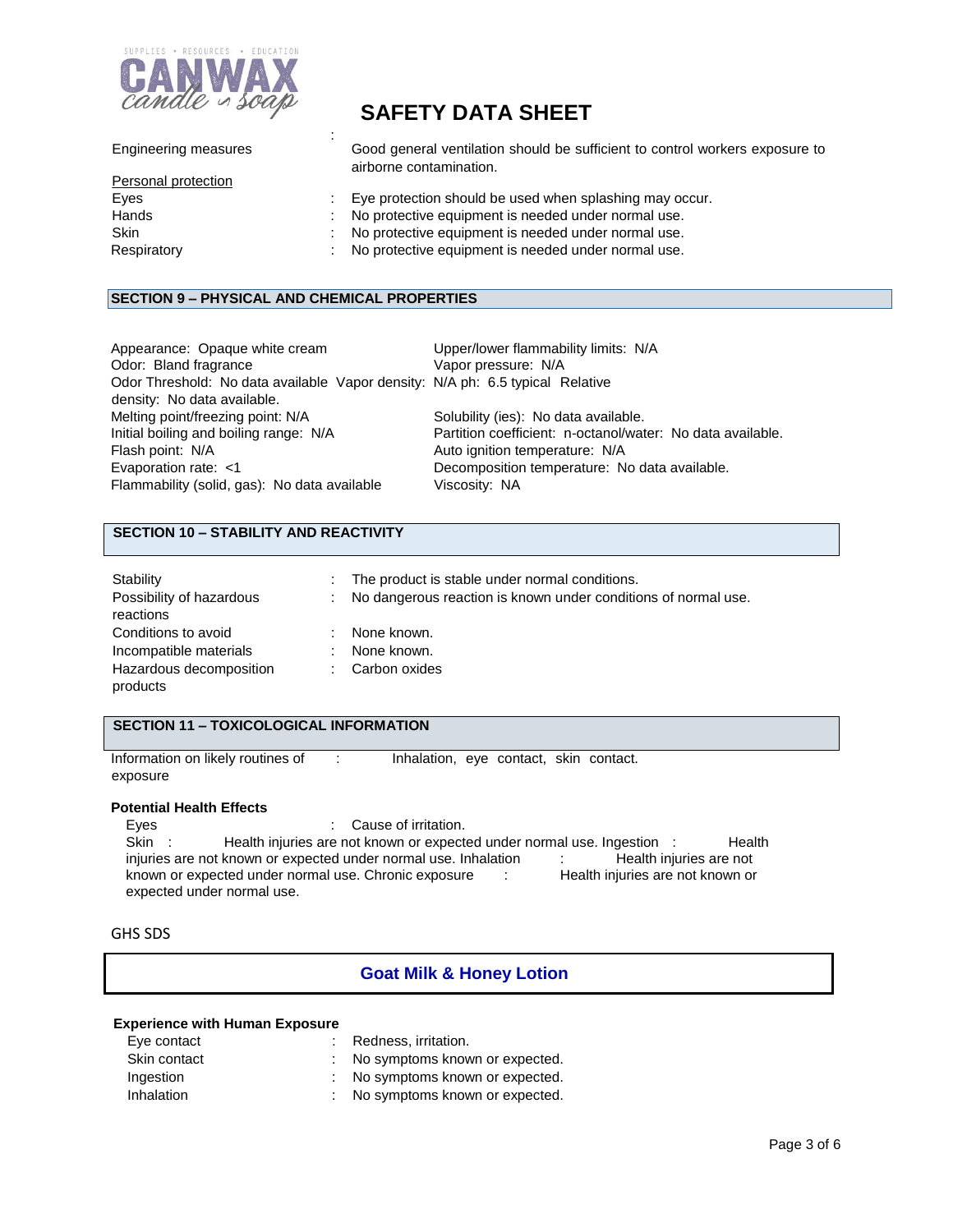Engineering measures : Good general ventilation should be sufficient to control workers exposure to airborne contamination.

Personal protection

| | |
|---|---|
| Eyes | : Eye protection should be used when splashing may occur. |
| Hands | : No protective equipment is needed under normal use. |
| Skin | : No protective equipment is needed under normal use. |
| Respiratory | : No protective equipment is needed under normal use. |

## SECTION 9 – PHYSICAL AND CHEMICAL PROPERTIES

Appearance: Opaque white cream
Odor: Bland fragrance
Odor Threshold: No data available
Vapor density: N/A
ph: 6.5 typical
Relative density: No data available.
Melting point/freezing point: N/A
Initial boiling and boiling range: N/A
Flash point: N/A
Evaporation rate: <1
Flammability (solid, gas): No data available
Upper/lower flammability limits: N/A
Vapor pressure: N/A
Solubility (ies): No data available.
Partition coefficient: n-octanol/water: No data available.
Auto ignition temperature: N/A
Decomposition temperature: No data available.
Viscosity: NA

## SECTION 10 – STABILITY AND REACTIVITY

| | |
|---|---|
| Stability | : The product is stable under normal conditions. |
| Possibility of hazardous reactions | : No dangerous reaction is known under conditions of normal use. |
| Conditions to avoid | : None known. |
| Incompatible materials | : None known. |
| Hazardous decomposition products | : Carbon oxides |

## SECTION 11 – TOXICOLOGICAL INFORMATION

Information on likely routines of exposure : Inhalation, eye contact, skin contact.

**Potential Health Effects**

Eyes : Cause of irritation.
Skin : Health injuries are not known or expected under normal use.
Ingestion : Health injuries are not known or expected under normal use.
Inhalation : Health injuries are not known or expected under normal use.
Chronic exposure : Health injuries are not known or expected under normal use.

GHS SDS

**Goat Milk & Honey Lotion**

**Experience with Human Exposure**

| | |
|---|---|
| Eye contact | : Redness, irritation. |
| Skin contact | : No symptoms known or expected. |
| Ingestion | : No symptoms known or expected. |
| Inhalation | : No symptoms known or expected. |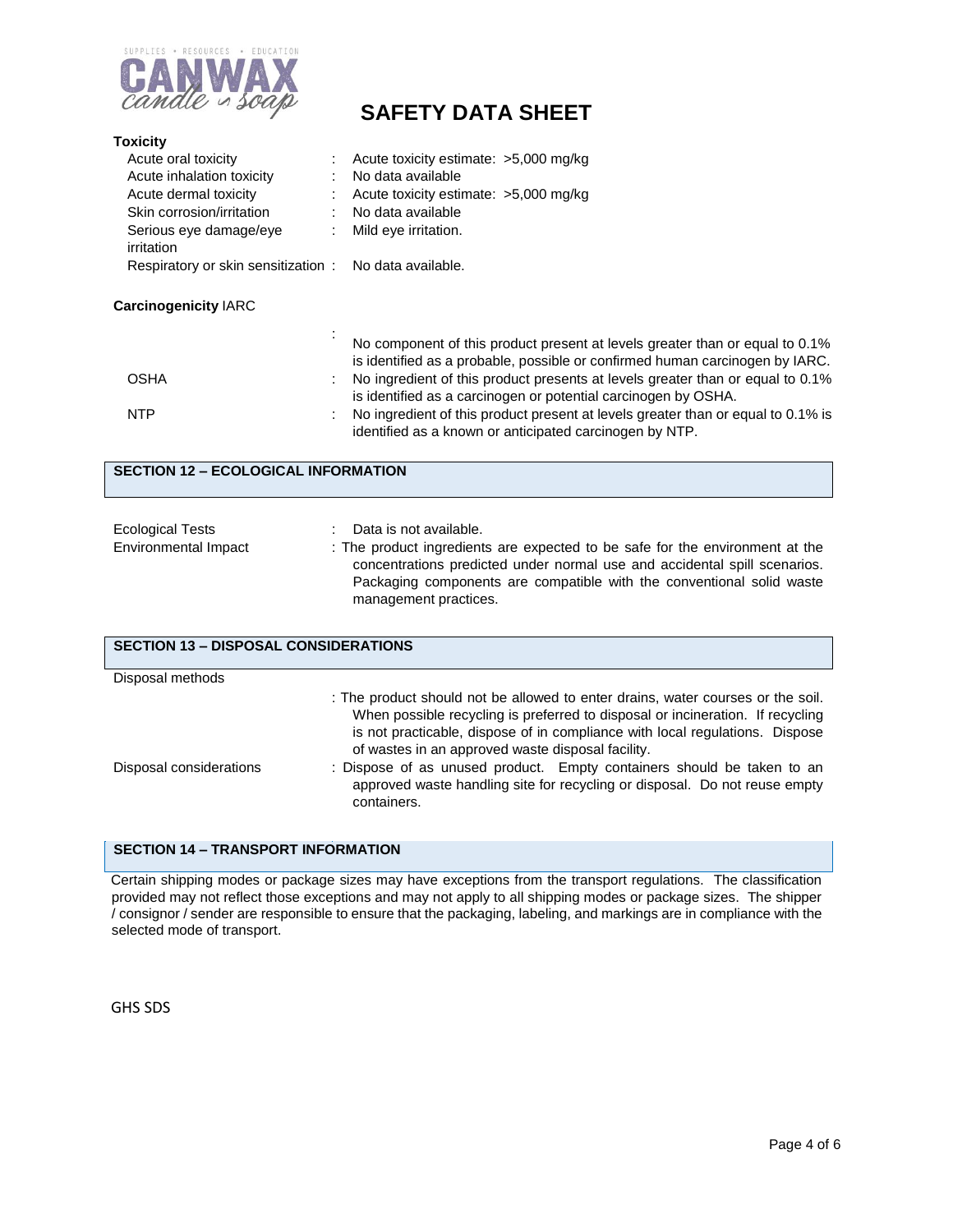**Toxicity**

| | | |
|---|---|---|
| Acute oral toxicity | : | Acute toxicity estimate: >5,000 mg/kg |
| Acute inhalation toxicity | : | No data available |
| Acute dermal toxicity | : | Acute toxicity estimate: >5,000 mg/kg |
| Skin corrosion/irritation | : | No data available |
| Serious eye damage/eye irritation | : | Mild eye irritation. |
| Respiratory or skin sensitization | : | No data available. |

**Carcinogenicity** IARC

| | | |
|---|---|---|
| IARC | : | No component of this product present at levels greater than or equal to 0.1% is identified as a probable, possible or confirmed human carcinogen by IARC. |
| OSHA | : | No ingredient of this product presents at levels greater than or equal to 0.1% is identified as a carcinogen or potential carcinogen by OSHA. |
| NTP | : | No ingredient of this product present at levels greater than or equal to 0.1% is identified as a known or anticipated carcinogen by NTP. |

## SECTION 12 – ECOLOGICAL INFORMATION

| | | |
|---|---|---|
| Ecological Tests | : | Data is not available. |
| Environmental Impact | : | The product ingredients are expected to be safe for the environment at the concentrations predicted under normal use and accidental spill scenarios. Packaging components are compatible with the conventional solid waste management practices. |

## SECTION 13 – DISPOSAL CONSIDERATIONS

| | | |
|---|---|---|
| Disposal methods | : | The product should not be allowed to enter drains, water courses or the soil. When possible recycling is preferred to disposal or incineration. If recycling is not practicable, dispose of in compliance with local regulations. Dispose of wastes in an approved waste disposal facility. |
| Disposal considerations | : | Dispose of as unused product. Empty containers should be taken to an approved waste handling site for recycling or disposal. Do not reuse empty containers. |

## SECTION 14 – TRANSPORT INFORMATION

Certain shipping modes or package sizes may have exceptions from the transport regulations. The classification provided may not reflect those exceptions and may not apply to all shipping modes or package sizes. The shipper / consignor / sender are responsible to ensure that the packaging, labeling, and markings are in compliance with the selected mode of transport.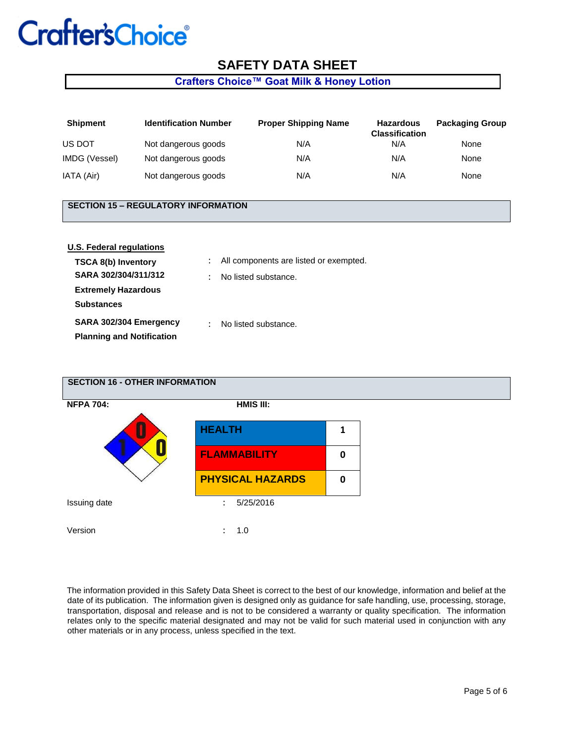# SAFETY DATA SHEET

**Crafters Choice™ Goat Milk & Honey Lotion**

| Shipment | Identification Number | Proper Shipping Name | Hazardous Classification | Packaging Group |
|---|---|---|---|---|
| US DOT | Not dangerous goods | N/A | N/A | None |
| IMDG (Vessel) | Not dangerous goods | N/A | N/A | None |
| IATA (Air) | Not dangerous goods | N/A | N/A | None |

## SECTION 15 – REGULATORY INFORMATION

**U.S. Federal regulations**

**TSCA 8(b) Inventory** : All components are listed or exempted.

**SARA 302/304/311/312 Extremely Hazardous Substances** : No listed substance.

**SARA 302/304 Emergency Planning and Notification** : No listed substance.

## SECTION 16 - OTHER INFORMATION

**NFPA 704:**

- Health (blue): 1
- Flammability (red): 0
- Instability (yellow): 0
- Special (white): (blank)

**HMIS III:**

| HEALTH | 1 |
|---|---|
| FLAMMABILITY | 0 |
| PHYSICAL HAZARDS | 0 |

Issuing date : 5/25/2016

Version : 1.0

The information provided in this Safety Data Sheet is correct to the best of our knowledge, information and belief at the date of its publication. The information given is designed only as guidance for safe handling, use, processing, storage, transportation, disposal and release and is not to be considered a warranty or quality specification. The information relates only to the specific material designated and may not be valid for such material used in conjunction with any other materials or in any process, unless specified in the text.